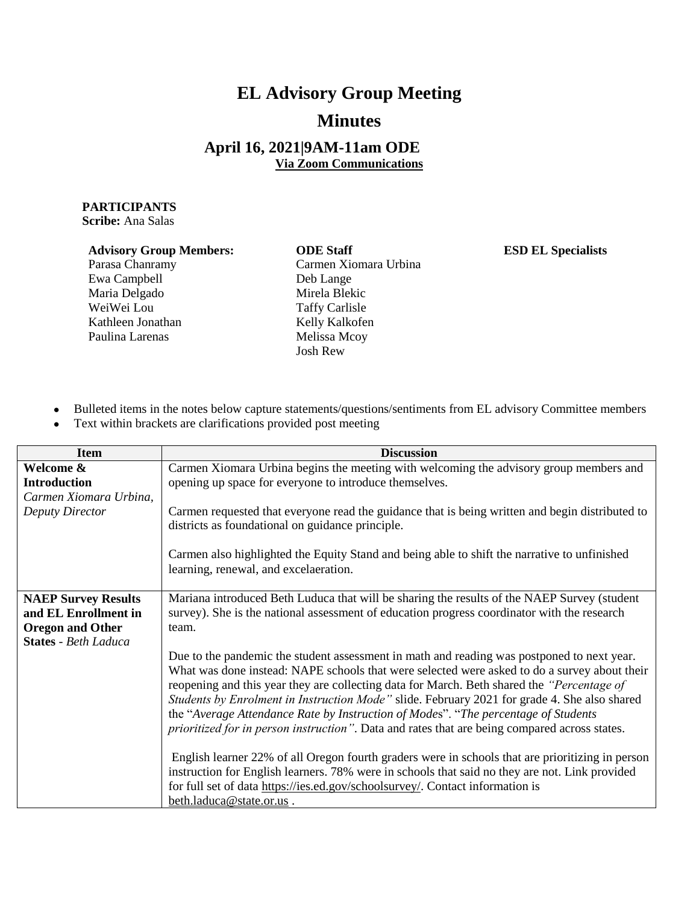# EL Advisory Group Meeting

# Minutes

## April 16, 2021|9AM-11am ODE

**Via Zoom Communications**

**PARTICIPANTS**
**Scribe:** Ana Salas

| **Advisory Group Members:** | **ODE Staff** | **ESD EL Specialists** |
|---|---|---|
| Parasa Chanramy | Carmen Xiomara Urbina | |
| Ewa Campbell | Deb Lange | |
| Maria Delgado | Mirela Blekic | |
| WeiWei Lou | Taffy Carlisle | |
| Kathleen Jonathan | Kelly Kalkofen | |
| Paulina Larenas | Melissa Mcoy | |
| | Josh Rew | |

- Bulleted items in the notes below capture statements/questions/sentiments from EL advisory Committee members
- Text within brackets are clarifications provided post meeting

| Item | Discussion |
|---|---|
| **Welcome & Introduction** *Carmen Xiomara Urbina, Deputy Director* | Carmen Xiomara Urbina begins the meeting with welcoming the advisory group members and opening up space for everyone to introduce themselves.<br><br>Carmen requested that everyone read the guidance that is being written and begin distributed to districts as foundational on guidance principle.<br><br>Carmen also highlighted the Equity Stand and being able to shift the narrative to unfinished learning, renewal, and excelaeration. |
| **NAEP Survey Results and EL Enrollment in Oregon and Other States** - *Beth Laduca* | Mariana introduced Beth Luduca that will be sharing the results of the NAEP Survey (student survey). She is the national assessment of education progress coordinator with the research team.<br><br>Due to the pandemic the student assessment in math and reading was postponed to next year. What was done instead: NAPE schools that were selected were asked to do a survey about their reopening and this year they are collecting data for March. Beth shared the *"Percentage of Students by Enrolment in Instruction Mode"* slide. February 2021 for grade 4. She also shared the "*Average Attendance Rate by Instruction of Modes*". "*The percentage of Students prioritized for in person instruction"*. Data and rates that are being compared across states.<br><br>English learner 22% of all Oregon fourth graders were in schools that are prioritizing in person instruction for English learners. 78% were in schools that said no they are not. Link provided for full set of data https://ies.ed.gov/schoolsurvey/. Contact information is beth.laduca@state.or.us . |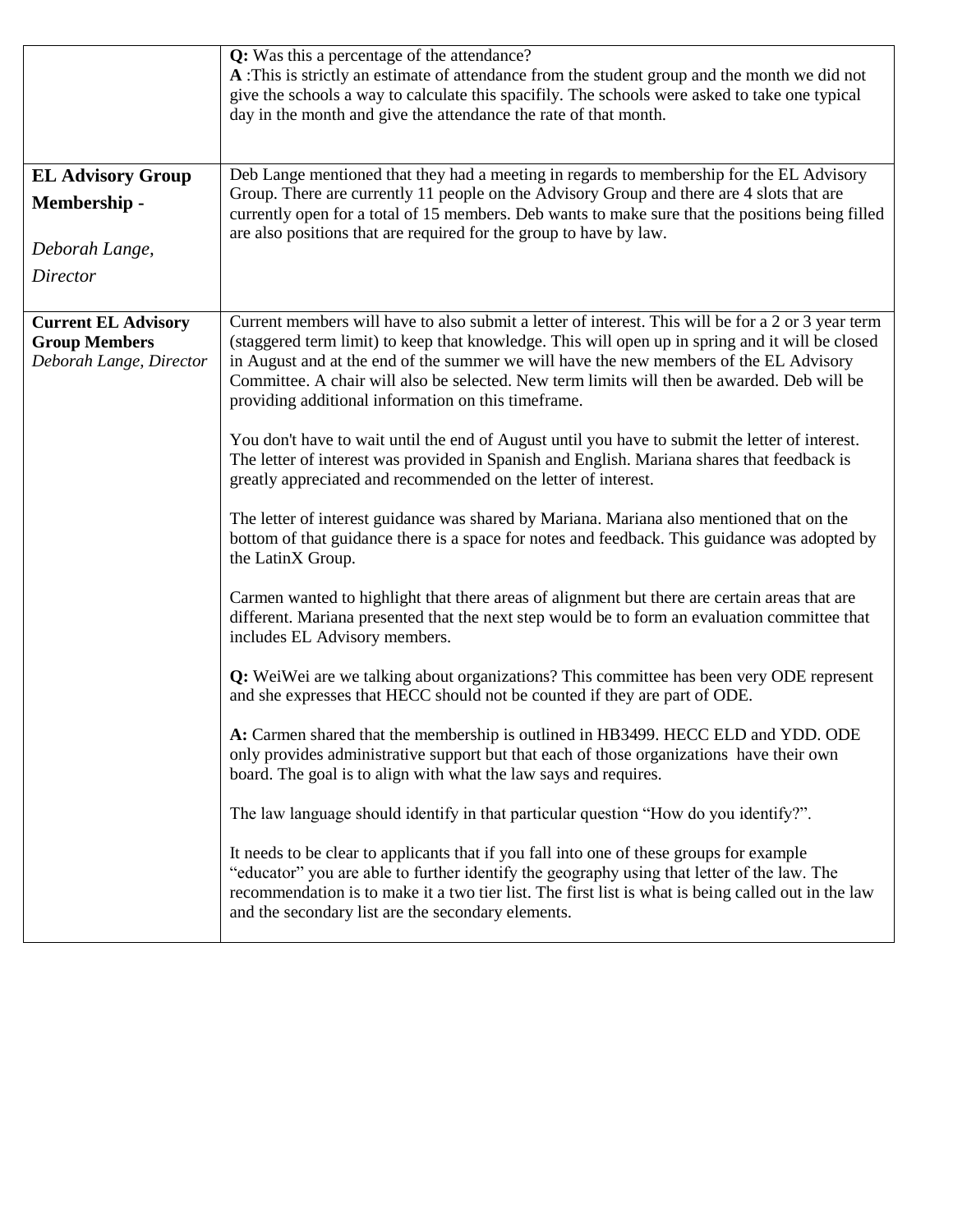| | |
|---|---|
| | **Q:** Was this a percentage of the attendance?<br>**A** :This is strictly an estimate of attendance from the student group and the month we did not give the schools a way to calculate this spacifily. The schools were asked to take one typical day in the month and give the attendance the rate of that month. |
| **EL Advisory Group Membership -**<br><br>*Deborah Lange, Director* | Deb Lange mentioned that they had a meeting in regards to membership for the EL Advisory Group. There are currently 11 people on the Advisory Group and there are 4 slots that are currently open for a total of 15 members. Deb wants to make sure that the positions being filled are also positions that are required for the group to have by law. |
| **Current EL Advisory Group Members**<br>*Deborah Lange, Director* | Current members will have to also submit a letter of interest. This will be for a 2 or 3 year term (staggered term limit) to keep that knowledge. This will open up in spring and it will be closed in August and at the end of the summer we will have the new members of the EL Advisory Committee. A chair will also be selected. New term limits will then be awarded. Deb will be providing additional information on this timeframe.<br><br>You don't have to wait until the end of August until you have to submit the letter of interest. The letter of interest was provided in Spanish and English. Mariana shares that feedback is greatly appreciated and recommended on the letter of interest.<br><br>The letter of interest guidance was shared by Mariana. Mariana also mentioned that on the bottom of that guidance there is a space for notes and feedback. This guidance was adopted by the LatinX Group.<br><br>Carmen wanted to highlight that there areas of alignment but there are certain areas that are different. Mariana presented that the next step would be to form an evaluation committee that includes EL Advisory members.<br><br>**Q:** WeiWei are we talking about organizations? This committee has been very ODE represent and she expresses that HECC should not be counted if they are part of ODE.<br><br>**A:** Carmen shared that the membership is outlined in HB3499. HECC ELD and YDD. ODE only provides administrative support but that each of those organizations have their own board. The goal is to align with what the law says and requires.<br><br>The law language should identify in that particular question "How do you identify?".<br><br>It needs to be clear to applicants that if you fall into one of these groups for example "educator" you are able to further identify the geography using that letter of the law. The recommendation is to make it a two tier list. The first list is what is being called out in the law and the secondary list are the secondary elements. |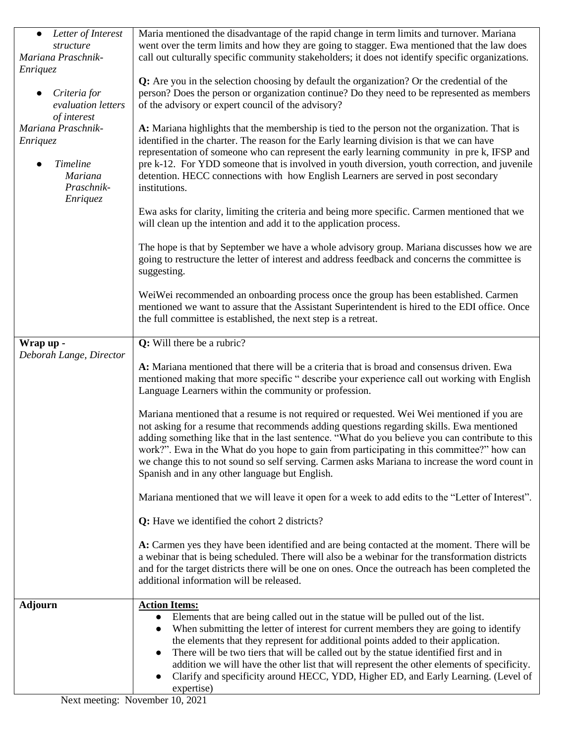| | |
|---|---|
| ● *Letter of Interest structure* *Mariana Praschnik-Enriquez* ● *Criteria for evaluation letters of interest* *Mariana Praschnik-Enriquez* ● *Timeline Mariana Praschnik-Enriquez* | Maria mentioned the disadvantage of the rapid change in term limits and turnover. Mariana went over the term limits and how they are going to stagger. Ewa mentioned that the law does call out culturally specific community stakeholders; it does not identify specific organizations.<br><br>**Q:** Are you in the selection choosing by default the organization? Or the credential of the person? Does the person or organization continue? Do they need to be represented as members of the advisory or expert council of the advisory?<br><br>**A:** Mariana highlights that the membership is tied to the person not the organization. That is identified in the charter. The reason for the Early learning division is that we can have representation of someone who can represent the early learning community in pre k, IFSP and pre k-12. For YDD someone that is involved in youth diversion, youth correction, and juvenile detention. HECC connections with how English Learners are served in post secondary institutions.<br><br>Ewa asks for clarity, limiting the criteria and being more specific. Carmen mentioned that we will clean up the intention and add it to the application process.<br><br>The hope is that by September we have a whole advisory group. Mariana discusses how we are going to restructure the letter of interest and address feedback and concerns the committee is suggesting.<br><br>WeiWei recommended an onboarding process once the group has been established. Carmen mentioned we want to assure that the Assistant Superintendent is hired to the EDI office. Once the full committee is established, the next step is a retreat. |
| **Wrap up -** *Deborah Lange, Director* | **Q:** Will there be a rubric?<br><br>**A:** Mariana mentioned that there will be a criteria that is broad and consensus driven. Ewa mentioned making that more specific " describe your experience call out working with English Language Learners within the community or profession.<br><br>Mariana mentioned that a resume is not required or requested. Wei Wei mentioned if you are not asking for a resume that recommends adding questions regarding skills. Ewa mentioned adding something like that in the last sentence. "What do you believe you can contribute to this work?". Ewa in the What do you hope to gain from participating in this committee?" how can we change this to not sound so self serving. Carmen asks Mariana to increase the word count in Spanish and in any other language but English.<br><br>Mariana mentioned that we will leave it open for a week to add edits to the "Letter of Interest".<br><br>**Q:** Have we identified the cohort 2 districts?<br><br>**A:** Carmen yes they have been identified and are being contacted at the moment. There will be a webinar that is being scheduled. There will also be a webinar for the transformation districts and for the target districts there will be one on ones. Once the outreach has been completed the additional information will be released. |
| **Adjourn** | **Action Items:**<br>● Elements that are being called out in the statue will be pulled out of the list.<br>● When submitting the letter of interest for current members they are going to identify the elements that they represent for additional points added to their application.<br>● There will be two tiers that will be called out by the statue identified first and in addition we will have the other list that will represent the other elements of specificity.<br>● Clarify and specificity around HECC, YDD, Higher ED, and Early Learning. (Level of expertise) |

Next meeting: November 10, 2021